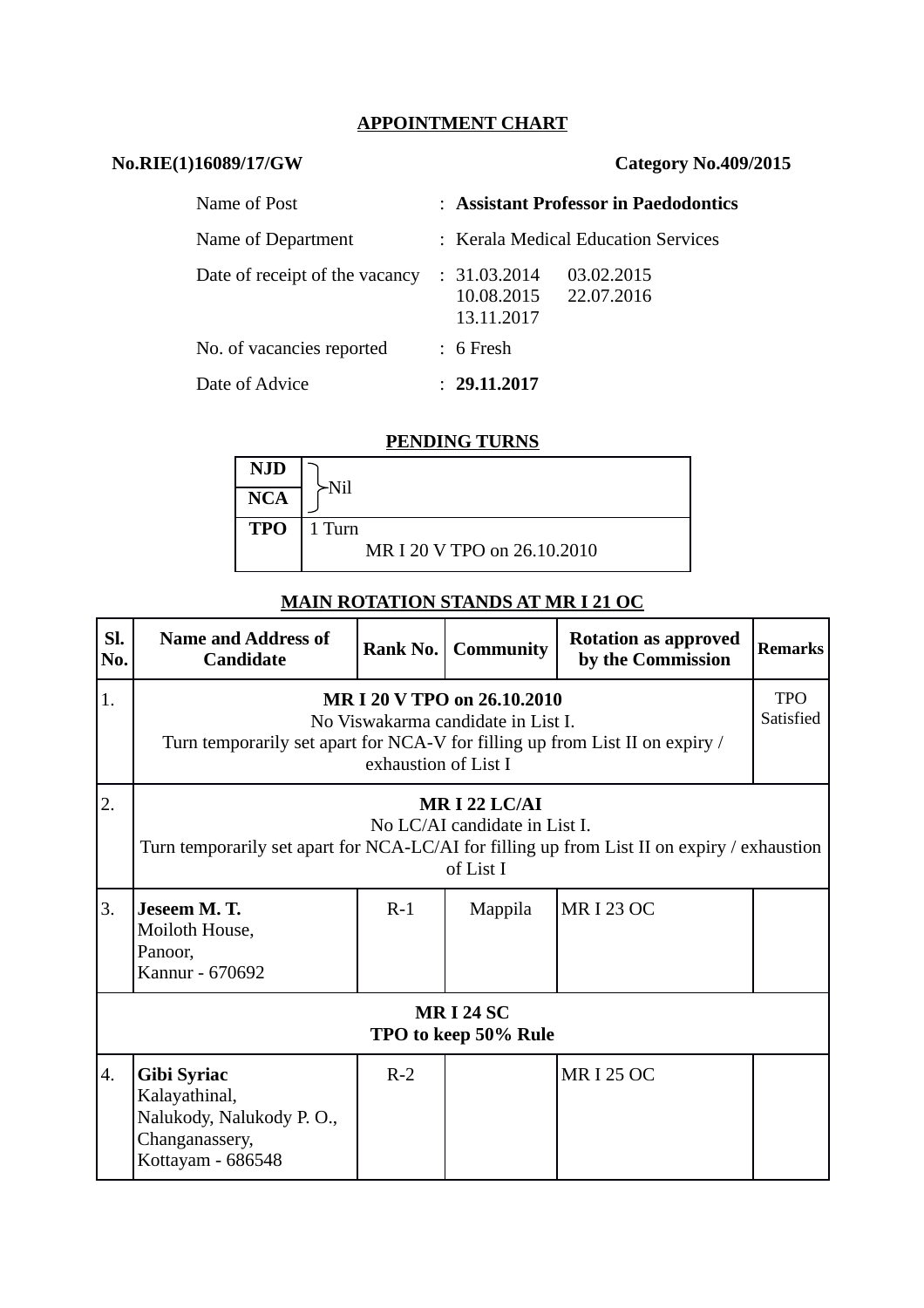## APPOINTMENT CHART

**No.RIE(1)16089/17/GW** **Category No.409/2015**

| | |
|---|---|
| Name of Post | : **Assistant Professor in Paedodontics** |
| Name of Department | : Kerala Medical Education Services |
| Date of receipt of the vacancy | : 31.03.2014 03.02.2015 10.08.2015 22.07.2016 13.11.2017 |
| No. of vacancies reported | : 6 Fresh |
| Date of Advice | : **29.11.2017** |

### PENDING TURNS

| | |
|---|---|
| **NJD** | Nil |
| **NCA** | Nil |
| **TPO** | 1 Turn<br>MR I 20 V TPO on 26.10.2010 |

### MAIN ROTATION STANDS AT MR I 21 OC

| Sl. No. | Name and Address of Candidate | Rank No. | Community | Rotation as approved by the Commission | Remarks |
|---|---|---|---|---|---|
| 1. | **MR I 20 V TPO on 26.10.2010**<br>No Viswakarma candidate in List I.<br>Turn temporarily set apart for NCA-V for filling up from List II on expiry / exhaustion of List I | | | | TPO Satisfied |
| 2. | **MR I 22 LC/AI**<br>No LC/AI candidate in List I.<br>Turn temporarily set apart for NCA-LC/AI for filling up from List II on expiry / exhaustion of List I | | | | |
| 3. | **Jeseem M. T.**<br>Moiloth House,<br>Panoor,<br>Kannur - 670692 | R-1 | Mappila | MR I 23 OC | |
| | **MR I 24 SC**<br>**TPO to keep 50% Rule** | | | | |
| 4. | **Gibi Syriac**<br>Kalayathinal,<br>Nalukody, Nalukody P. O.,<br>Changanassery,<br>Kottayam - 686548 | R-2 | | MR I 25 OC | |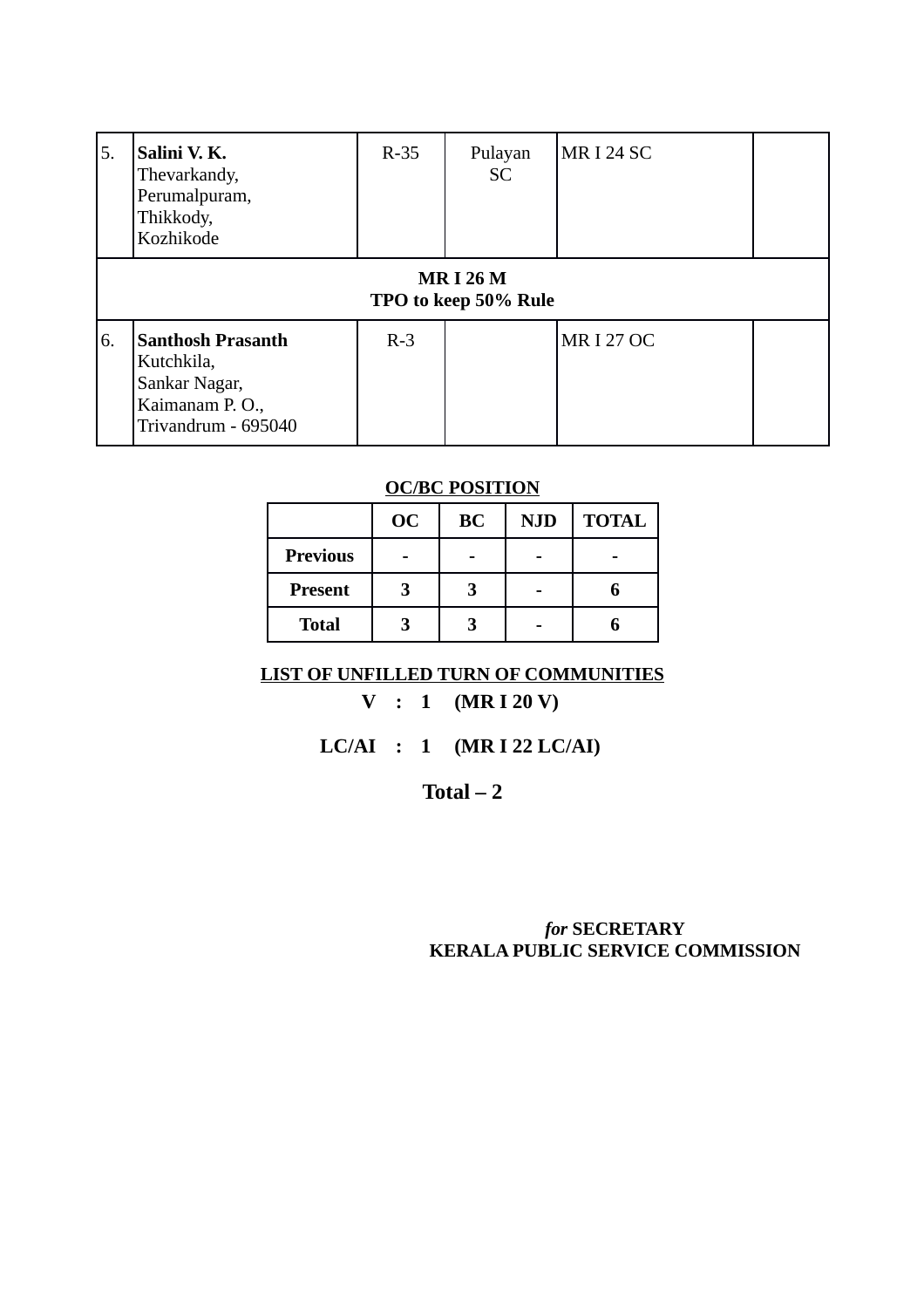| | | | | | |
|---|---|---|---|---|---|
| 5. | **Salini V. K.**<br>Thevarkandy,<br>Perumalpuram,<br>Thikkody,<br>Kozhikode | R-35 | Pulayan SC | MR I 24 SC | |
| **MR I 26 M**<br>**TPO to keep 50% Rule** | | | | | |
| 6. | **Santhosh Prasanth**<br>Kutchkila,<br>Sankar Nagar,<br>Kaimanam P. O.,<br>Trivandrum - 695040 | R-3 | | MR I 27 OC | |

**OC/BC POSITION**

| | OC | BC | NJD | TOTAL |
|---|---|---|---|---|
| **Previous** | - | - | - | - |
| **Present** | 3 | 3 | - | 6 |
| **Total** | 3 | 3 | - | 6 |

**LIST OF UNFILLED TURN OF COMMUNITIES**

**V : 1 (MR I 20 V)**

**LC/AI : 1 (MR I 22 LC/AI)**

**Total – 2**

***for* SECRETARY**
**KERALA PUBLIC SERVICE COMMISSION**